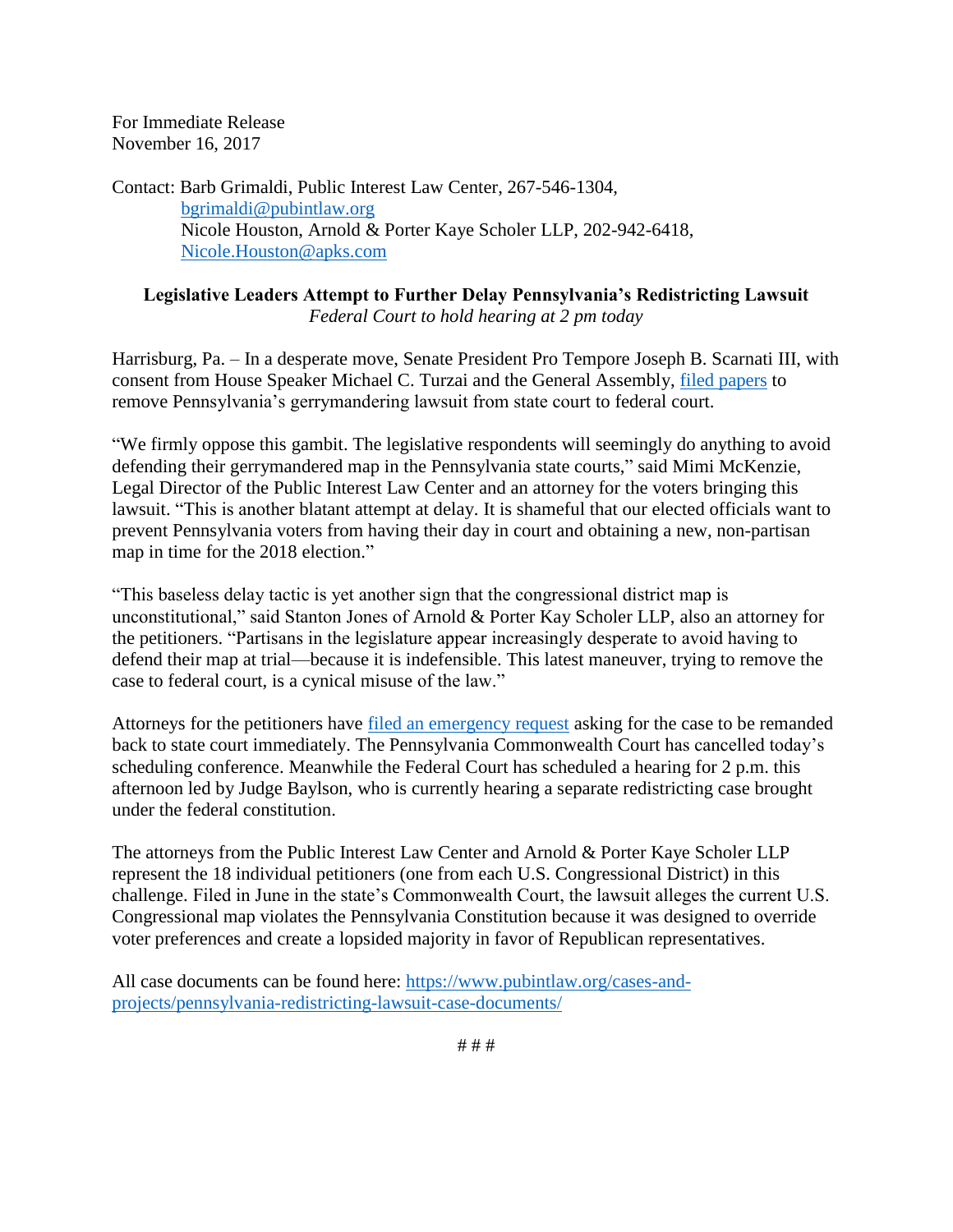For Immediate Release
November 16, 2017

Contact: Barb Grimaldi, Public Interest Law Center, 267-546-1304, [bgrimaldi@pubintlaw.org](mailto:bgrimaldi@pubintlaw.org)
Nicole Houston, Arnold & Porter Kaye Scholer LLP, 202-942-6418, [Nicole.Houston@apks.com](mailto:Nicole.Houston@apks.com)

**Legislative Leaders Attempt to Further Delay Pennsylvania's Redistricting Lawsuit**
*Federal Court to hold hearing at 2 pm today*

Harrisburg, Pa. – In a desperate move, Senate President Pro Tempore Joseph B. Scarnati III, with consent from House Speaker Michael C. Turzai and the General Assembly, filed papers to remove Pennsylvania's gerrymandering lawsuit from state court to federal court.

"We firmly oppose this gambit. The legislative respondents will seemingly do anything to avoid defending their gerrymandered map in the Pennsylvania state courts," said Mimi McKenzie, Legal Director of the Public Interest Law Center and an attorney for the voters bringing this lawsuit. "This is another blatant attempt at delay. It is shameful that our elected officials want to prevent Pennsylvania voters from having their day in court and obtaining a new, non-partisan map in time for the 2018 election."

"This baseless delay tactic is yet another sign that the congressional district map is unconstitutional," said Stanton Jones of Arnold & Porter Kay Scholer LLP, also an attorney for the petitioners. "Partisans in the legislature appear increasingly desperate to avoid having to defend their map at trial—because it is indefensible. This latest maneuver, trying to remove the case to federal court, is a cynical misuse of the law."

Attorneys for the petitioners have filed an emergency request asking for the case to be remanded back to state court immediately. The Pennsylvania Commonwealth Court has cancelled today's scheduling conference. Meanwhile the Federal Court has scheduled a hearing for 2 p.m. this afternoon led by Judge Baylson, who is currently hearing a separate redistricting case brought under the federal constitution.

The attorneys from the Public Interest Law Center and Arnold & Porter Kaye Scholer LLP represent the 18 individual petitioners (one from each U.S. Congressional District) in this challenge. Filed in June in the state's Commonwealth Court, the lawsuit alleges the current U.S. Congressional map violates the Pennsylvania Constitution because it was designed to override voter preferences and create a lopsided majority in favor of Republican representatives.

All case documents can be found here: https://www.pubintlaw.org/cases-and-projects/pennsylvania-redistricting-lawsuit-case-documents/

# # #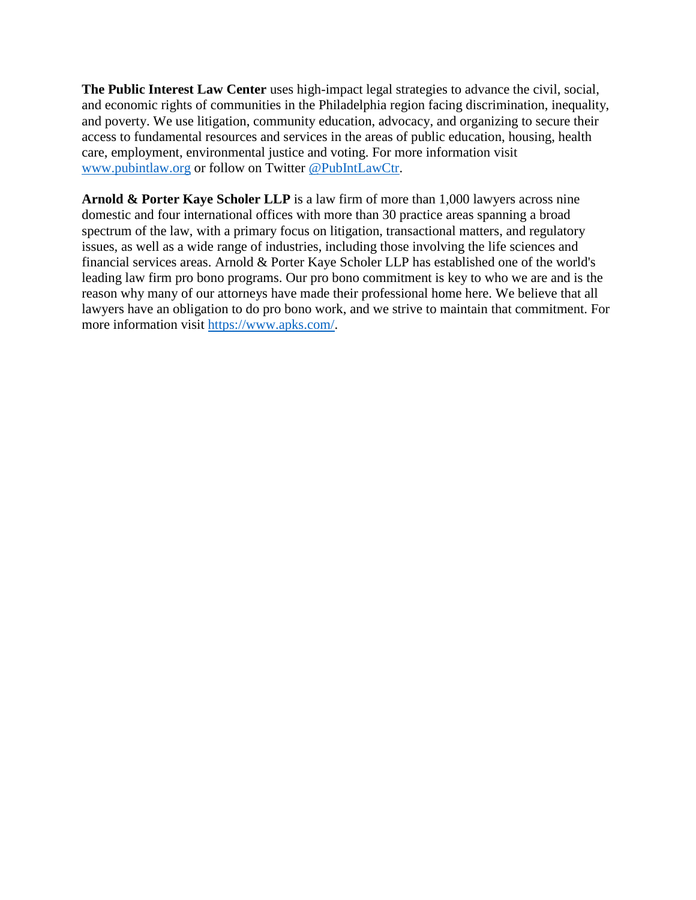**The Public Interest Law Center** uses high-impact legal strategies to advance the civil, social, and economic rights of communities in the Philadelphia region facing discrimination, inequality, and poverty. We use litigation, community education, advocacy, and organizing to secure their access to fundamental resources and services in the areas of public education, housing, health care, employment, environmental justice and voting. For more information visit [www.pubintlaw.org](http://www.pubintlaw.org) or follow on Twitter [@PubIntLawCtr](https://twitter.com/PubIntLawCtr).

**Arnold & Porter Kaye Scholer LLP** is a law firm of more than 1,000 lawyers across nine domestic and four international offices with more than 30 practice areas spanning a broad spectrum of the law, with a primary focus on litigation, transactional matters, and regulatory issues, as well as a wide range of industries, including those involving the life sciences and financial services areas. Arnold & Porter Kaye Scholer LLP has established one of the world's leading law firm pro bono programs. Our pro bono commitment is key to who we are and is the reason why many of our attorneys have made their professional home here. We believe that all lawyers have an obligation to do pro bono work, and we strive to maintain that commitment. For more information visit [https://www.apks.com/](https://www.apks.com/).